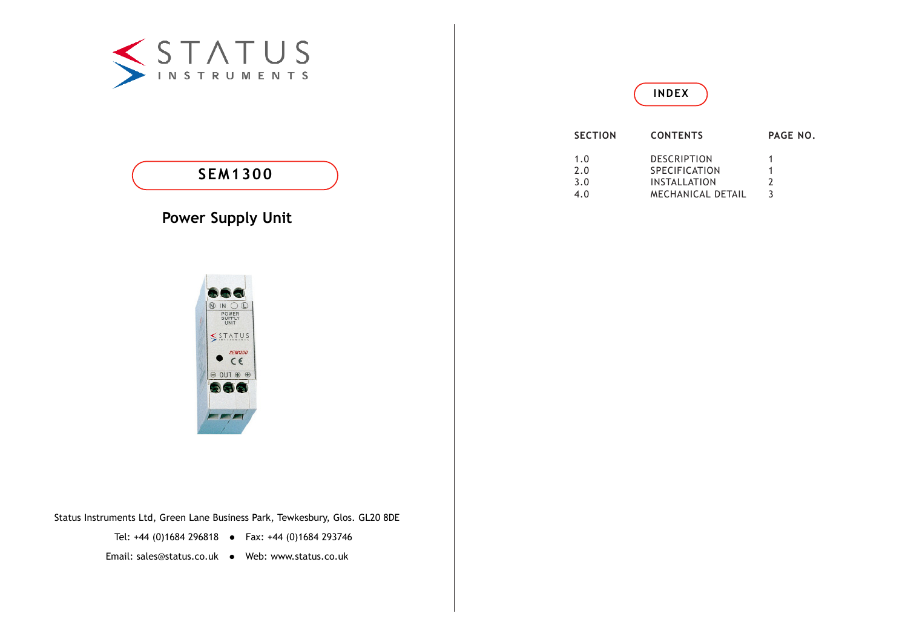# SEM1300

## Power Supply Unit

Status Instruments Ltd, Green Lane Business Park, Tewkesbury, Glos. GL20 8DE

Tel: +44 (0)1684 296818 ● Fax: +44 (0)1684 293746

Email: sales@status.co.uk ● Web: www.status.co.uk

## INDEX

| SECTION | CONTENTS | PAGE NO. |
|---|---|---|
| 1.0 | DESCRIPTION | 1 |
| 2.0 | SPECIFICATION | 1 |
| 3.0 | INSTALLATION | 2 |
| 4.0 | MECHANICAL DETAIL | 3 |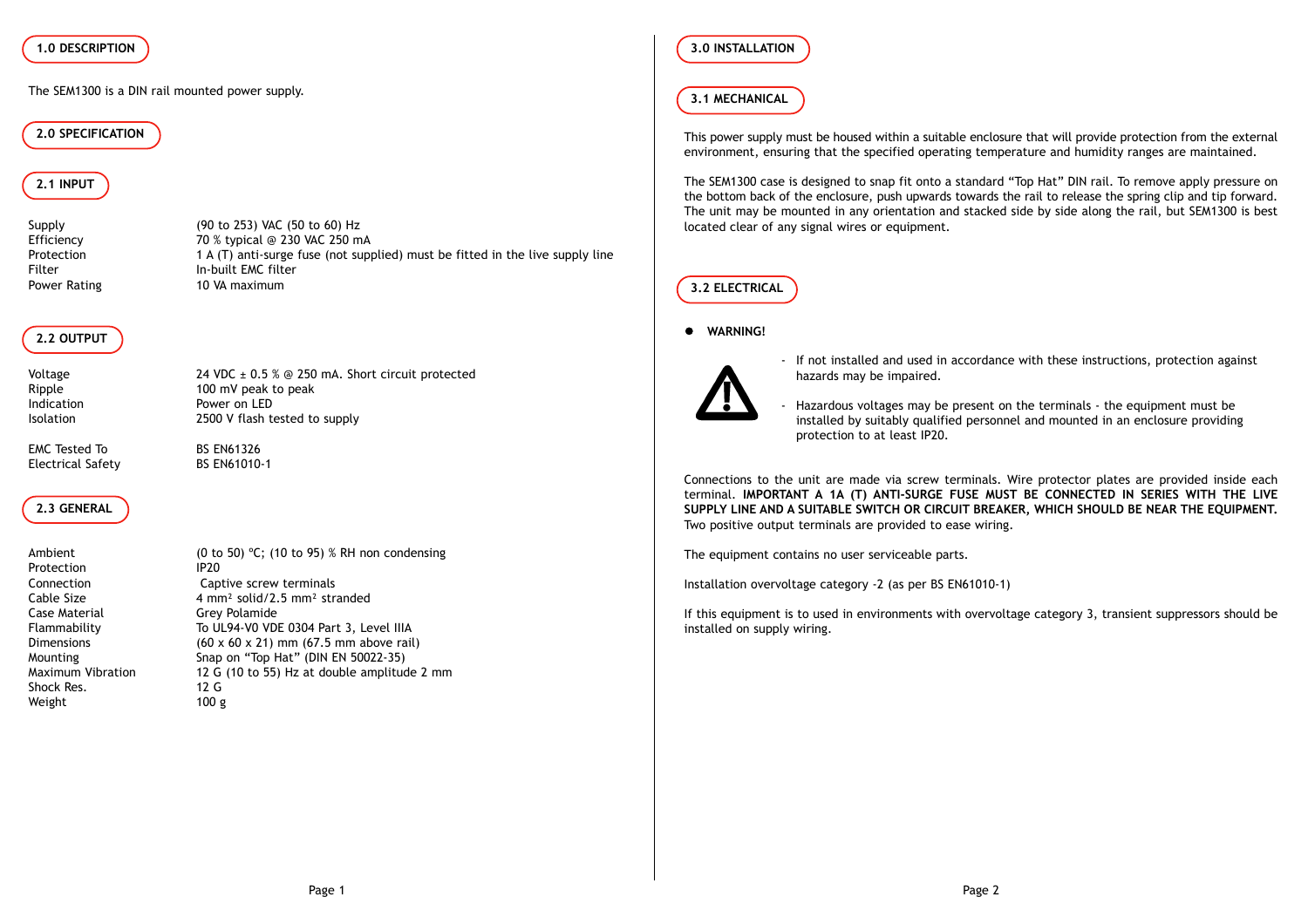## 1.0 DESCRIPTION

The SEM1300 is a DIN rail mounted power supply.

## 2.0 SPECIFICATION

### 2.1 INPUT

| | |
|---|---|
| Supply | (90 to 253) VAC (50 to 60) Hz |
| Efficiency | 70 % typical @ 230 VAC 250 mA |
| Protection | 1 A (T) anti-surge fuse (not supplied) must be fitted in the live supply line |
| Filter | In-built EMC filter |
| Power Rating | 10 VA maximum |

### 2.2 OUTPUT

| | |
|---|---|
| Voltage | 24 VDC ± 0.5 % @ 250 mA. Short circuit protected |
| Ripple | 100 mV peak to peak |
| Indication | Power on LED |
| Isolation | 2500 V flash tested to supply |
| EMC Tested To | BS EN61326 |
| Electrical Safety | BS EN61010-1 |

### 2.3 GENERAL

| | |
|---|---|
| Ambient | (0 to 50) °C; (10 to 95) % RH non condensing |
| Protection | IP20 |
| Connection | Captive screw terminals |
| Cable Size | 4 mm² solid/2.5 mm² stranded |
| Case Material | Grey Polamide |
| Flammability | To UL94-V0 VDE 0304 Part 3, Level IIIA |
| Dimensions | (60 x 60 x 21) mm (67.5 mm above rail) |
| Mounting | Snap on “Top Hat” (DIN EN 50022-35) |
| Maximum Vibration | 12 G (10 to 55) Hz at double amplitude 2 mm |
| Shock Res. | 12 G |
| Weight | 100 g |

## 3.0 INSTALLATION

### 3.1 MECHANICAL

This power supply must be housed within a suitable enclosure that will provide protection from the external environment, ensuring that the specified operating temperature and humidity ranges are maintained.

The SEM1300 case is designed to snap fit onto a standard “Top Hat” DIN rail. To remove apply pressure on the bottom back of the enclosure, push upwards towards the rail to release the spring clip and tip forward. The unit may be mounted in any orientation and stacked side by side along the rail, but SEM1300 is best located clear of any signal wires or equipment.

### 3.2 ELECTRICAL

- **WARNING!**
  - If not installed and used in accordance with these instructions, protection against hazards may be impaired.
  - Hazardous voltages may be present on the terminals - the equipment must be installed by suitably qualified personnel and mounted in an enclosure providing protection to at least IP20.

Connections to the unit are made via screw terminals. Wire protector plates are provided inside each terminal. **IMPORTANT A 1A (T) ANTI-SURGE FUSE MUST BE CONNECTED IN SERIES WITH THE LIVE SUPPLY LINE AND A SUITABLE SWITCH OR CIRCUIT BREAKER, WHICH SHOULD BE NEAR THE EQUIPMENT.** Two positive output terminals are provided to ease wiring.

The equipment contains no user serviceable parts.

Installation overvoltage category -2 (as per BS EN61010-1)

If this equipment is to used in environments with overvoltage category 3, transient suppressors should be installed on supply wiring.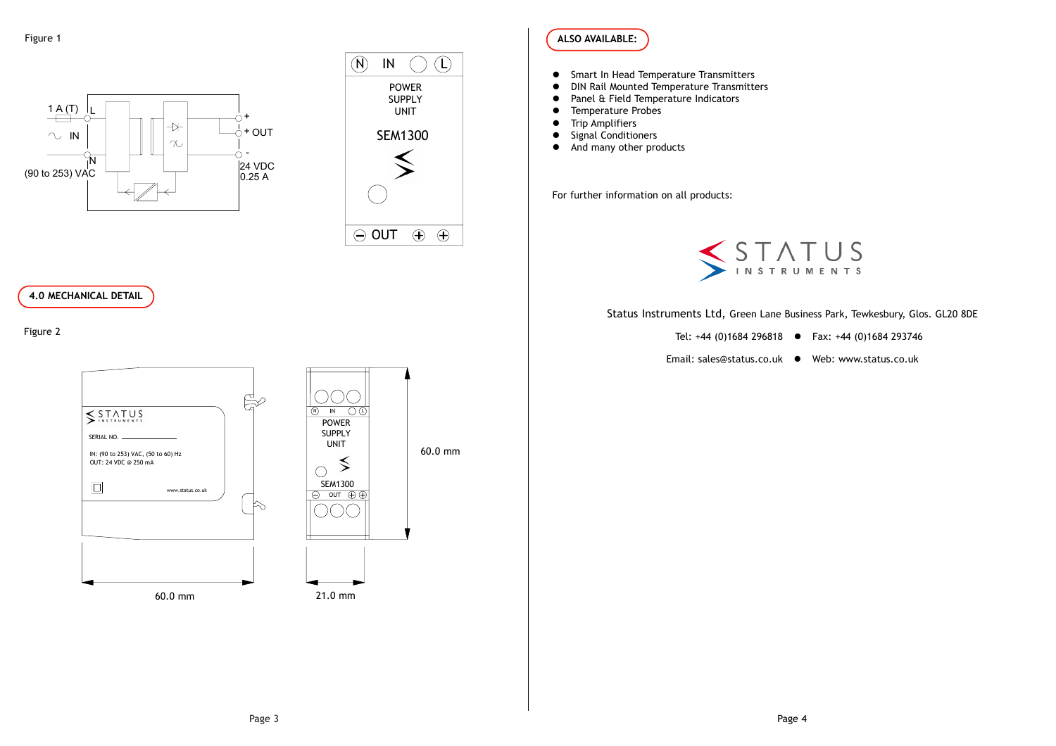Figure 1

1 A (T)

L

IN

N

(90 to 253) VAC

+

OUT

-

24 VDC
0.25 A

N IN L

POWER SUPPLY UNIT

SEM1300

OUT

## 4.0 MECHANICAL DETAIL

Figure 2

STATUS INSTRUMENTS

SERIAL NO.

IN: (90 to 253) VAC, (50 to 60) Hz
OUT: 24 VDC @ 250 mA

www.status.co.uk

N IN L

POWER SUPPLY UNIT

SEM1300

OUT

60.0 mm

60.0 mm

21.0 mm

## ALSO AVAILABLE:

- Smart In Head Temperature Transmitters
- DIN Rail Mounted Temperature Transmitters
- Panel & Field Temperature Indicators
- Temperature Probes
- Trip Amplifiers
- Signal Conditioners
- And many other products

For further information on all products:

STATUS INSTRUMENTS

Status Instruments Ltd, Green Lane Business Park, Tewkesbury, Glos. GL20 8DE

Tel: +44 (0)1684 296818 ● Fax: +44 (0)1684 293746

Email: sales@status.co.uk ● Web: www.status.co.uk